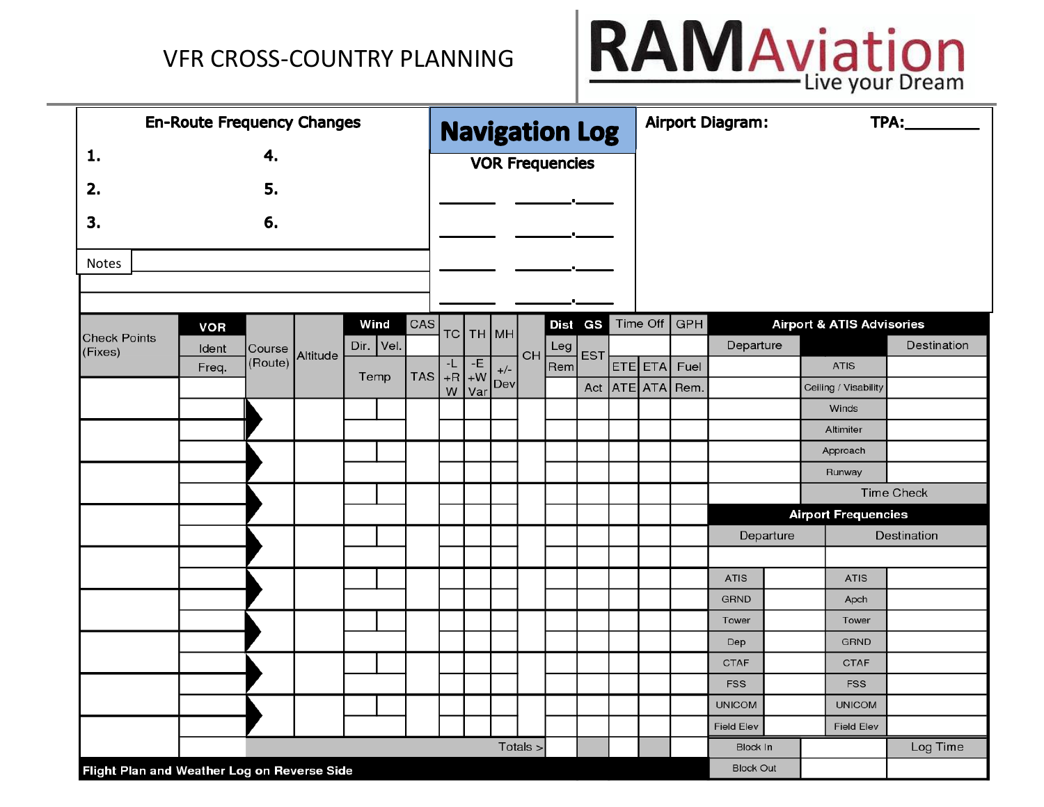# VFR CROSS-COUNTRY PLANNING

**RAMAviation** — Live your Dream

## En-Route Frequency Changes

| | |
|---|---|
| **1.** | **4.** |
| **2.** | **5.** |
| **3.** | **6.** |

Notes

## Navigation Log

**VOR Frequencies**

| | |
|---|---|
| ______ | ______.____ |
| ______ | ______.____ |
| ______ | ______.____ |
| ______ | ______.____ |

**Airport Diagram:**

**TPA:**________

| Check Points (Fixes) | VOR Ident / Freq. | Course (Route) | Altitude | Wind Dir. / Vel. / Temp | CAS / TAS | TC / -L +R W | TH / -E +W Var | MH / +/- Dev | CH | Dist Leg / Rem | GS EST / Act | Time Off ETE / ATE | ETA / ATA | GPH Fuel / Rem. |
|---|---|---|---|---|---|---|---|---|---|---|---|---|---|---|
| | | | | | | | | | | | | | | |
| | | | | | | | | | | | | | | |
| | | | | | | | | | | | | | | |
| | | | | | | | | | | | | | | |
| | | | | | | | | | | | | | | |
| | | | | | | | | | | | | | | |
| | | | | | | | | | | | | | | |
| | | | | | | | | | | | | | | |
| | | Totals > | | | | | | | | | | | | |

**Flight Plan and Weather Log on Reverse Side**

### Airport & ATIS Advisories

| Departure | | Destination |
|---|---|---|
| | ATIS | |
| | Ceiling / Visability | |
| | Winds | |
| | Altimiter | |
| | Approach | |
| | Runway | |
| | Time Check | |

### Airport Frequencies

| Departure | | Destination | |
|---|---|---|---|
| | | | |
| ATIS | | ATIS | |
| GRND | | Apch | |
| Tower | | Tower | |
| Dep | | GRND | |
| CTAF | | CTAF | |
| FSS | | FSS | |
| UNICOM | | UNICOM | |
| Field Elev | | Field Elev | |

| | | |
|---|---|---|
| Block In | | Log Time |
| Block Out | | |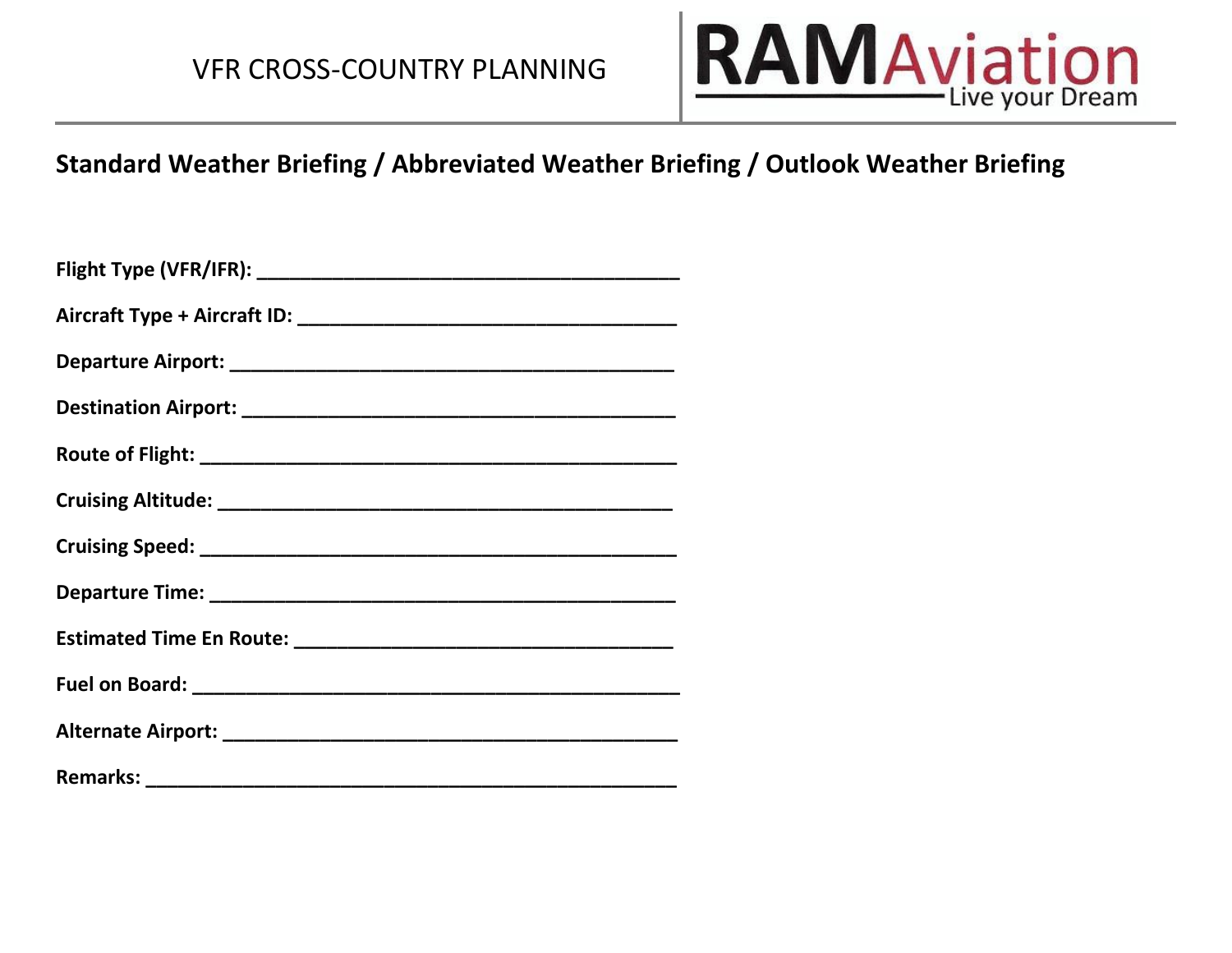VFR CROSS-COUNTRY PLANNING

RAMAviation — Live your Dream

## Standard Weather Briefing / Abbreviated Weather Briefing / Outlook Weather Briefing

**Flight Type (VFR/IFR):** ________________________________________

**Aircraft Type + Aircraft ID:** ____________________________________

**Departure Airport:** ___________________________________________

**Destination Airport:** _________________________________________

**Route of Flight:** _____________________________________________

**Cruising Altitude:** ___________________________________________

**Cruising Speed:** ______________________________________________

**Departure Time:** _____________________________________________

**Estimated Time En Route:** ____________________________________

**Fuel on Board:** _______________________________________________

**Alternate Airport:** ___________________________________________

**Remarks:** ____________________________________________________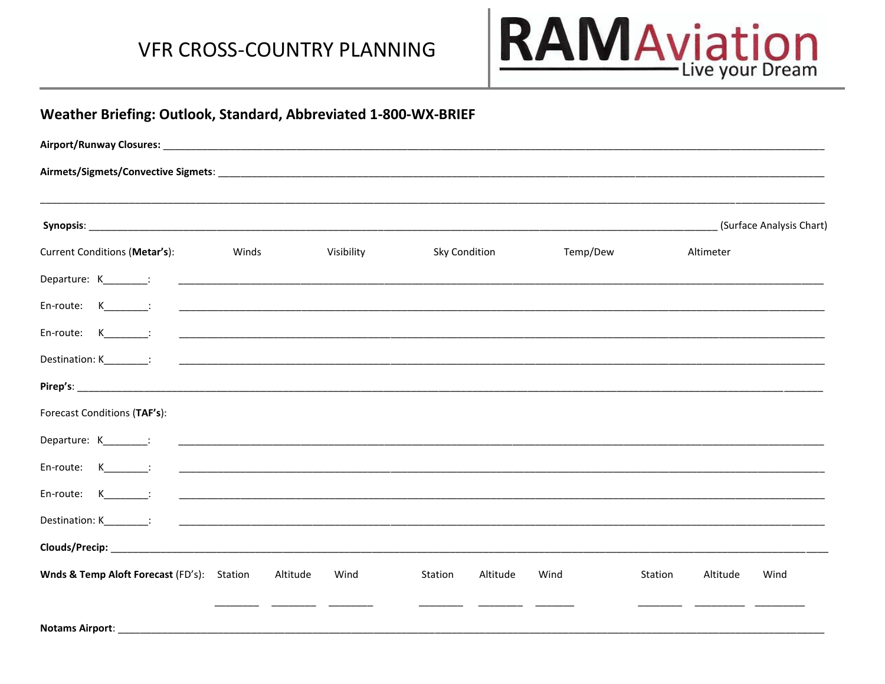# VFR CROSS-COUNTRY PLANNING

RAM Aviation — Live your Dream

## Weather Briefing: Outlook, Standard, Abbreviated 1-800-WX-BRIEF

**Airport/Runway Closures:** ____________________________________________

**Airmets/Sigmets/Convective Sigmets:** ____________________________________________

____________________________________________

**Synopsis:** ____________________________________________ (Surface Analysis Chart)

| Current Conditions (**Metar's**): | Winds | Visibility | Sky Condition | Temp/Dew | Altimeter |
|---|---|---|---|---|---|
| Departure: K________: | | | | | |
| En-route: K________: | | | | | |
| En-route: K________: | | | | | |
| Destination: K________: | | | | | |

**Pirep's:** ____________________________________________

Forecast Conditions (**TAF's**):

Departure: K________: ____________________________________________

En-route: K________: ____________________________________________

En-route: K________: ____________________________________________

Destination: K________: ____________________________________________

**Clouds/Precip:** ____________________________________________

**Wnds & Temp Aloft Forecast** (FD's):

| Station | Altitude | Wind | Station | Altitude | Wind | Station | Altitude | Wind |
|---|---|---|---|---|---|---|---|---|
| ________ | ________ | ________ | ________ | ________ | _______ | ________ | _________ | _________ |

**Notams Airport:** ____________________________________________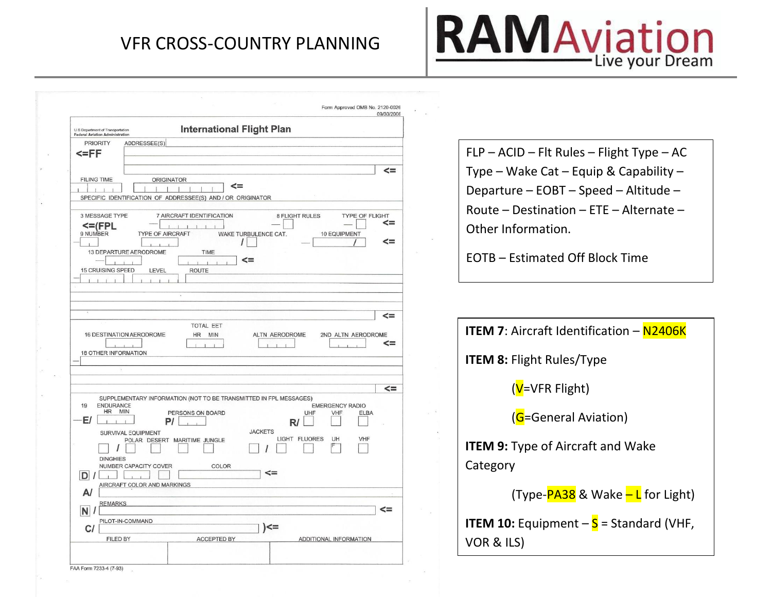# VFR CROSS-COUNTRY PLANNING

RAMAviation — Live your Dream

Form Approved OMB No. 2120-0026
09/30/2006

U.S Department of Transportation
Federal Aviation Administration

## International Flight Plan

PRIORITY ADDRESSEE(S)

<=FF

<=

FILING TIME ORIGINATOR

<=

SPECIFIC IDENTIFICATION OF ADDRESSEE(S) AND / OR ORIGINATOR

3 MESSAGE TYPE 7 AIRCRAFT IDENTIFICATION 8 FLIGHT RULES TYPE OF FLIGHT

<=(FPL — — — <=

9 NUMBER TYPE OF AIRCRAFT WAKE TURBULENCE CAT. 10 EQUIPMENT

/ — / <=

13 DEPARTURE AERODROME TIME

— <=

15 CRUISING SPEED LEVEL ROUTE

—

<=

16 DESTINATION AERODROME TOTAL EET HR MIN ALTN AERODROME 2ND ALTN AERODROME

<=

18 OTHER INFORMATION

—

<=

SUPPLEMENTARY INFORMATION (NOT TO BE TRANSMITTED IN FPL MESSAGES)

19 ENDURANCE HR MIN PERSONS ON BOARD EMERGENCY RADIO UHF VHF ELBA

—E/ P/ R/

SURVIVAL EQUIPMENT POLAR DESERT MARITIME JUNGLE JACKETS LIGHT FLUORES UH VHF

/ /

DINGHIES NUMBER CAPACITY COVER COLOR

D / <=

AIRCRAFT COLOR AND MARKINGS

A/

REMARKS

N / <=

PILOT-IN-COMMAND

C/ )<=

FILED BY ACCEPTED BY ADDITIONAL INFORMATION

FAA Form 7233-4 (7-93)

FLP – ACID – Flt Rules – Flight Type – AC Type – Wake Cat – Equip & Capability – Departure – EOBT – Speed – Altitude – Route – Destination – ETE – Alternate – Other Information.

EOTB – Estimated Off Block Time

**ITEM 7**: Aircraft Identification – N2406K

**ITEM 8:** Flight Rules/Type

(V=VFR Flight)

(G=General Aviation)

**ITEM 9:** Type of Aircraft and Wake Category

(Type-PA38 & Wake – L for Light)

**ITEM 10:** Equipment – S = Standard (VHF, VOR & ILS)